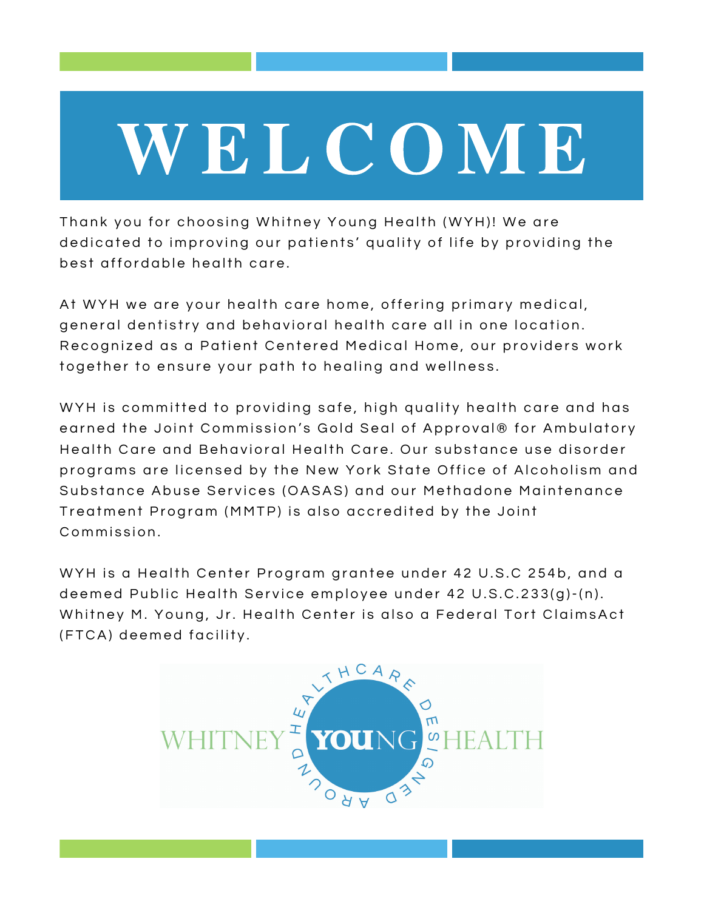# WELCOME

Thank you for choosing Whitney Young Health (WYH)! We are dedicated to improving our patients' quality of life by providing the best affordable health care.

At WYH we are your health care home, offering primary medical, general dentistry and behavioral health care all in one location. Recognized as a Patient Centered Medical Home, our providers work together to ensure your path to healing and wellness.

WYH is committed to providing safe, high quality health care and has earned the Joint Commission's Gold Seal of Approval® for Ambulatory Health Care and Behavioral Health Care. Our substance use disorder programs are licensed by the New York State Office of Alcoholism and Substance Abuse Services (OASAS) and our Methadone Maintenance Treatment Program (MMTP) is also accredited by the Joint Commission.

WYH is a Health Center Program grantee under 42 U.S.C 254b, and a deemed Public Health Service employee under 42 U.S.C.233(g)-(n). Whitney M. Young, Jr. Health Center is also a Federal Tort ClaimsAct (FTCA) deemed facility.

WHITNEY YOUNG HEALTH

HEALTHCARE DESIGNED AROUND YOU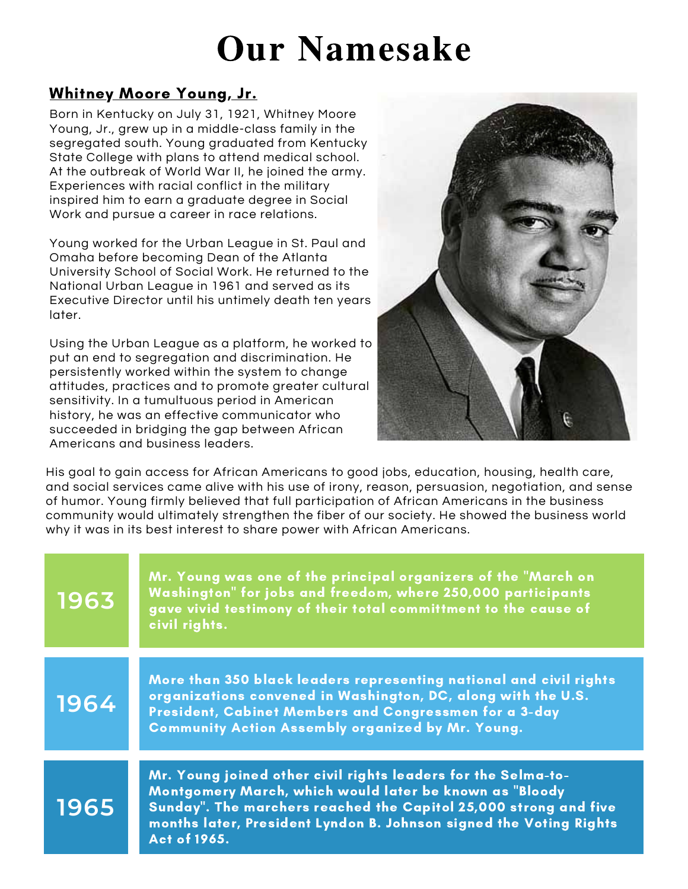# Our Namesake

## Whitney Moore Young, Jr.

Born in Kentucky on July 31, 1921, Whitney Moore Young, Jr., grew up in a middle-class family in the segregated south. Young graduated from Kentucky State College with plans to attend medical school. At the outbreak of World War II, he joined the army. Experiences with racial conflict in the military inspired him to earn a graduate degree in Social Work and pursue a career in race relations.

Young worked for the Urban League in St. Paul and Omaha before becoming Dean of the Atlanta University School of Social Work. He returned to the National Urban League in 1961 and served as its Executive Director until his untimely death ten years later.

Using the Urban League as a platform, he worked to put an end to segregation and discrimination. He persistently worked within the system to change attitudes, practices and to promote greater cultural sensitivity. In a tumultuous period in American history, he was an effective communicator who succeeded in bridging the gap between African Americans and business leaders.

His goal to gain access for African Americans to good jobs, education, housing, health care, and social services came alive with his use of irony, reason, persuasion, negotiation, and sense of humor. Young firmly believed that full participation of African Americans in the business community would ultimately strengthen the fiber of our society. He showed the business world why it was in its best interest to share power with African Americans.

| Year | Event |
|---|---|
| 1963 | **Mr. Young was one of the principal organizers of the "March on Washington" for jobs and freedom, where 250,000 participants gave vivid testimony of their total committment to the cause of civil rights.** |
| 1964 | **More than 350 black leaders representing national and civil rights organizations convened in Washington, DC, along with the U.S. President, Cabinet Members and Congressmen for a 3-day Community Action Assembly organized by Mr. Young.** |
| 1965 | **Mr. Young joined other civil rights leaders for the Selma-to-Montgomery March, which would later be known as "Bloody Sunday". The marchers reached the Capitol 25,000 strong and five months later, President Lyndon B. Johnson signed the Voting Rights Act of 1965.** |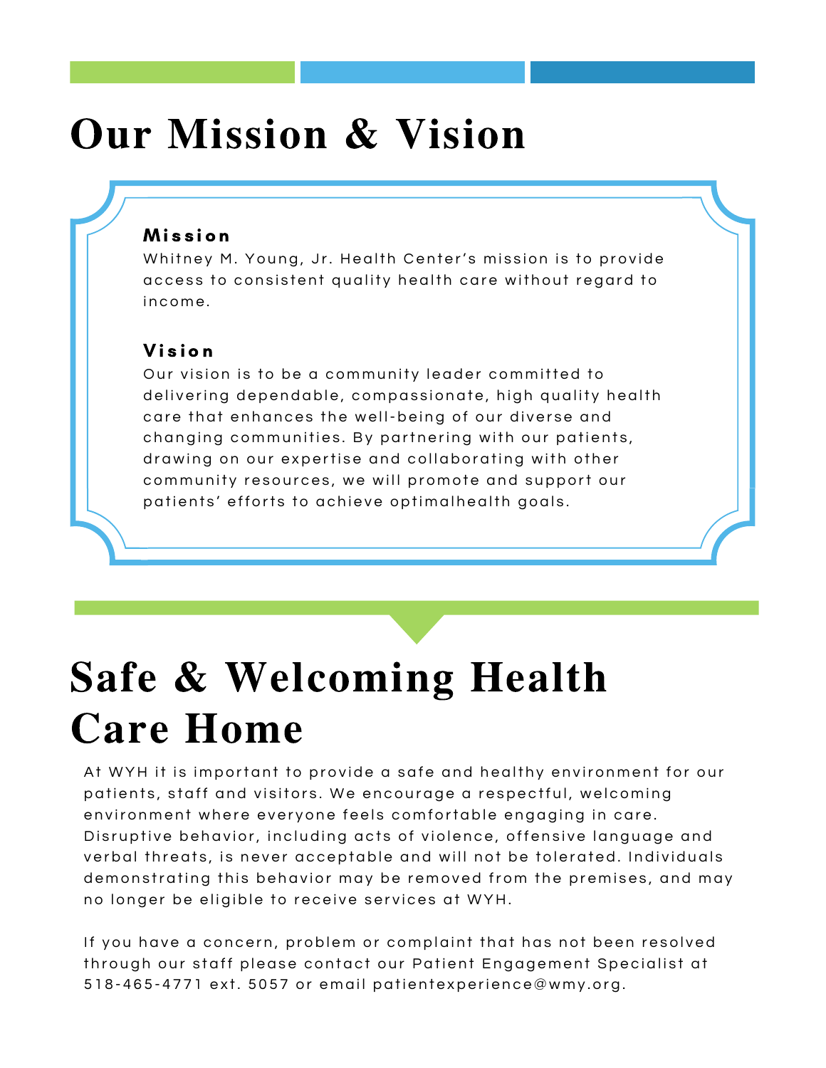# Our Mission & Vision

### Mission

Whitney M. Young, Jr. Health Center's mission is to provide access to consistent quality health care without regard to income.

### Vision

Our vision is to be a community leader committed to delivering dependable, compassionate, high quality health care that enhances the well-being of our diverse and changing communities. By partnering with our patients, drawing on our expertise and collaborating with other community resources, we will promote and support our patients' efforts to achieve optimalhealth goals.

# Safe & Welcoming Health Care Home

At WYH it is important to provide a safe and healthy environment for our patients, staff and visitors. We encourage a respectful, welcoming environment where everyone feels comfortable engaging in care. Disruptive behavior, including acts of violence, offensive language and verbal threats, is never acceptable and will not be tolerated. Individuals demonstrating this behavior may be removed from the premises, and may no longer be eligible to receive services at WYH.

If you have a concern, problem or complaint that has not been resolved through our staff please contact our Patient Engagement Specialist at 518-465-4771 ext. 5057 or email patientexperience@wmy.org.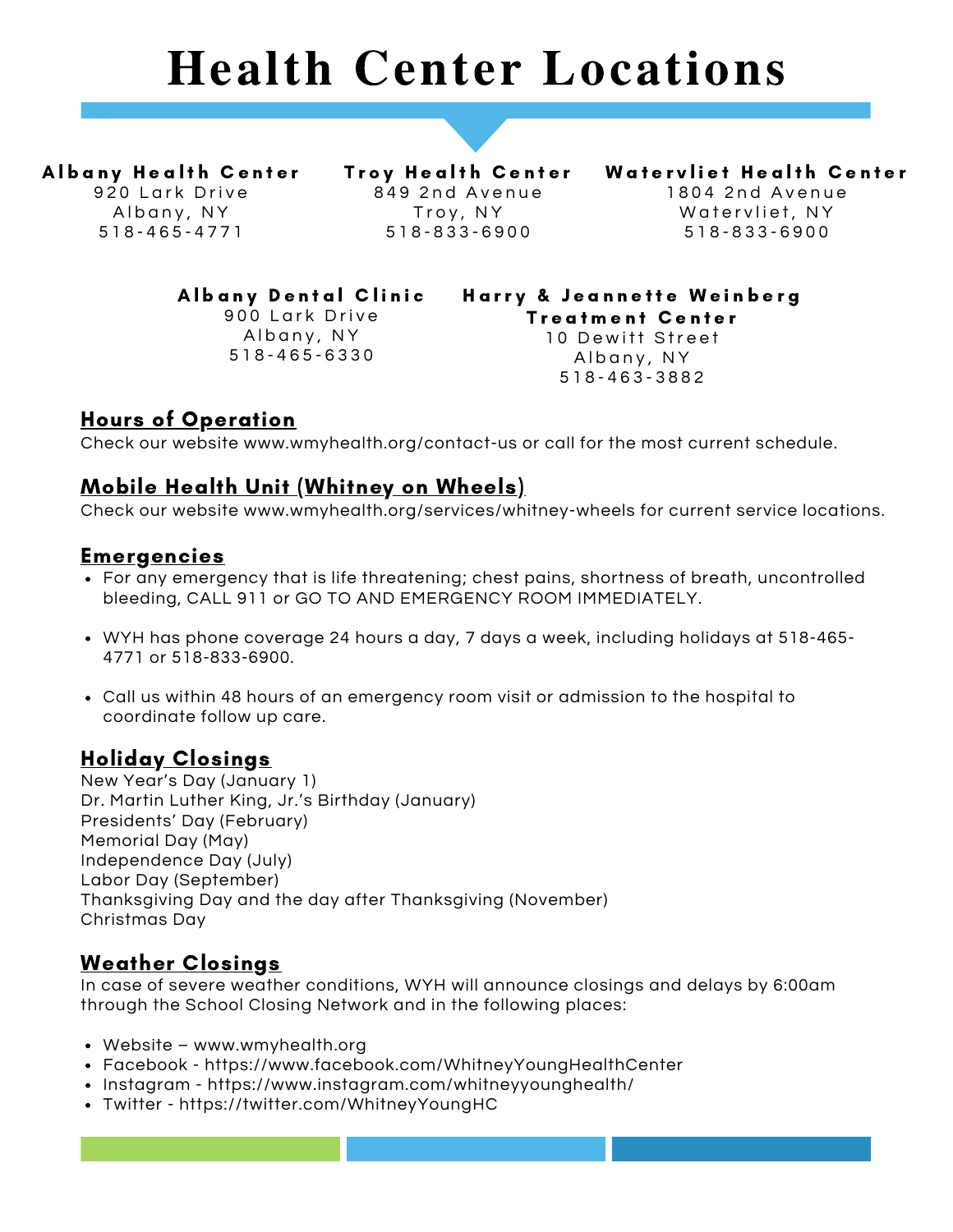# Health Center Locations

**Albany Health Center**
920 Lark Drive
Albany, NY
518-465-4771

**Troy Health Center**
849 2nd Avenue
Troy, NY
518-833-6900

**Watervliet Health Center**
1804 2nd Avenue
Watervliet, NY
518-833-6900

**Albany Dental Clinic**
900 Lark Drive
Albany, NY
518-465-6330

**Harry & Jeannette Weinberg Treatment Center**
10 Dewitt Street
Albany, NY
518-463-3882

## Hours of Operation

Check our website www.wmyhealth.org/contact-us or call for the most current schedule.

## Mobile Health Unit (Whitney on Wheels)

Check our website www.wmyhealth.org/services/whitney-wheels for current service locations.

## Emergencies

- For any emergency that is life threatening; chest pains, shortness of breath, uncontrolled bleeding, CALL 911 or GO TO AND EMERGENCY ROOM IMMEDIATELY.
- WYH has phone coverage 24 hours a day, 7 days a week, including holidays at 518-465-4771 or 518-833-6900.
- Call us within 48 hours of an emergency room visit or admission to the hospital to coordinate follow up care.

## Holiday Closings

New Year's Day (January 1)
Dr. Martin Luther King, Jr.'s Birthday (January)
Presidents' Day (February)
Memorial Day (May)
Independence Day (July)
Labor Day (September)
Thanksgiving Day and the day after Thanksgiving (November)
Christmas Day

## Weather Closings

In case of severe weather conditions, WYH will announce closings and delays by 6:00am through the School Closing Network and in the following places:

- Website – www.wmyhealth.org
- Facebook - https://www.facebook.com/WhitneyYoungHealthCenter
- Instagram - https://www.instagram.com/whitneyyounghealth/
- Twitter - https://twitter.com/WhitneyYoungHC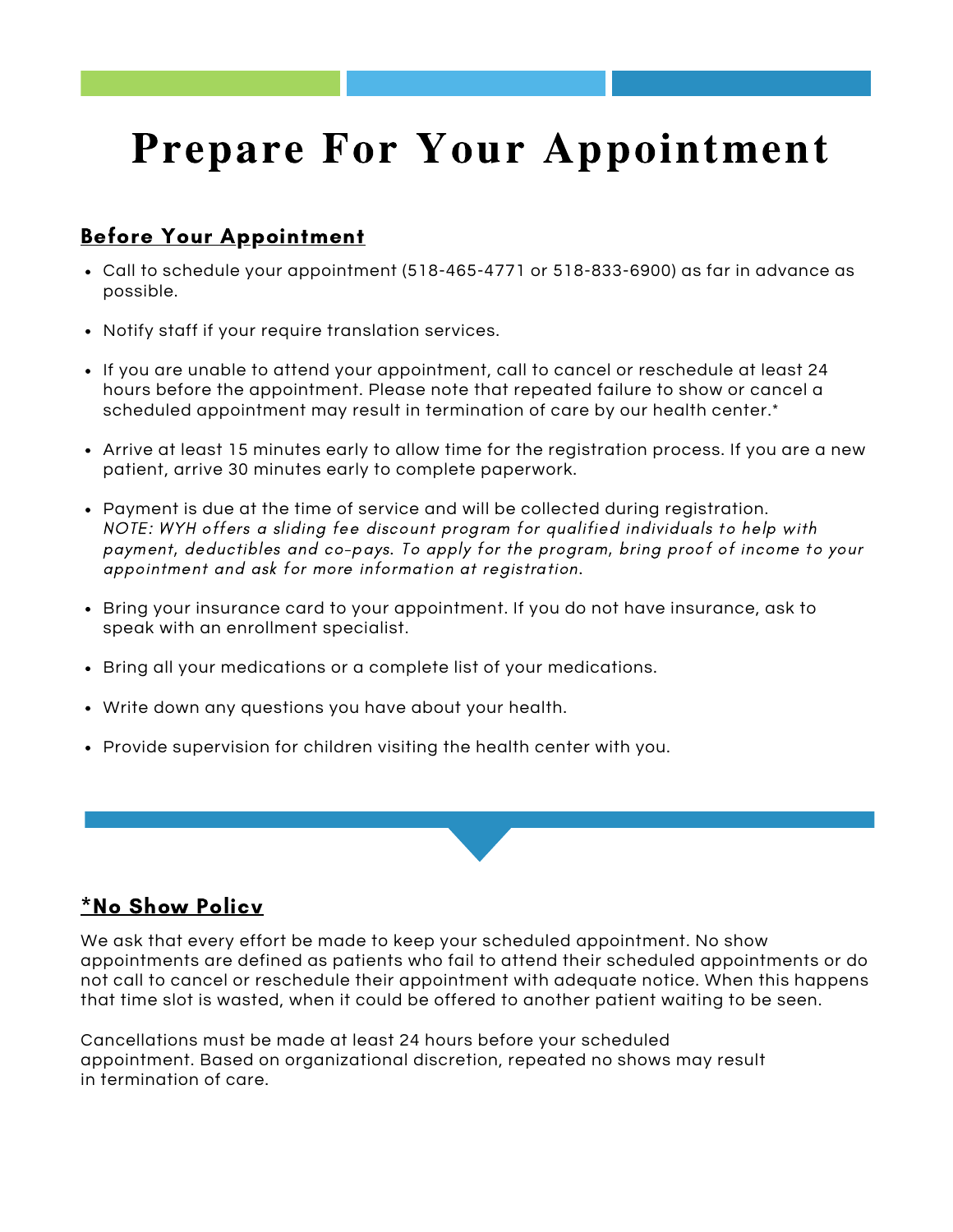# Prepare For Your Appointment

## Before Your Appointment

- Call to schedule your appointment (518-465-4771 or 518-833-6900) as far in advance as possible.
- Notify staff if your require translation services.
- If you are unable to attend your appointment, call to cancel or reschedule at least 24 hours before the appointment. Please note that repeated failure to show or cancel a scheduled appointment may result in termination of care by our health center.*
- Arrive at least 15 minutes early to allow time for the registration process. If you are a new patient, arrive 30 minutes early to complete paperwork.
- Payment is due at the time of service and will be collected during registration.
  *NOTE: WYH offers a sliding fee discount program for qualified individuals to help with payment, deductibles and co-pays. To apply for the program, bring proof of income to your appointment and ask for more information at registration.*
- Bring your insurance card to your appointment. If you do not have insurance, ask to speak with an enrollment specialist.
- Bring all your medications or a complete list of your medications.
- Write down any questions you have about your health.
- Provide supervision for children visiting the health center with you.

## *No Show Policy

We ask that every effort be made to keep your scheduled appointment. No show appointments are defined as patients who fail to attend their scheduled appointments or do not call to cancel or reschedule their appointment with adequate notice. When this happens that time slot is wasted, when it could be offered to another patient waiting to be seen.

Cancellations must be made at least 24 hours before your scheduled appointment. Based on organizational discretion, repeated no shows may result in termination of care.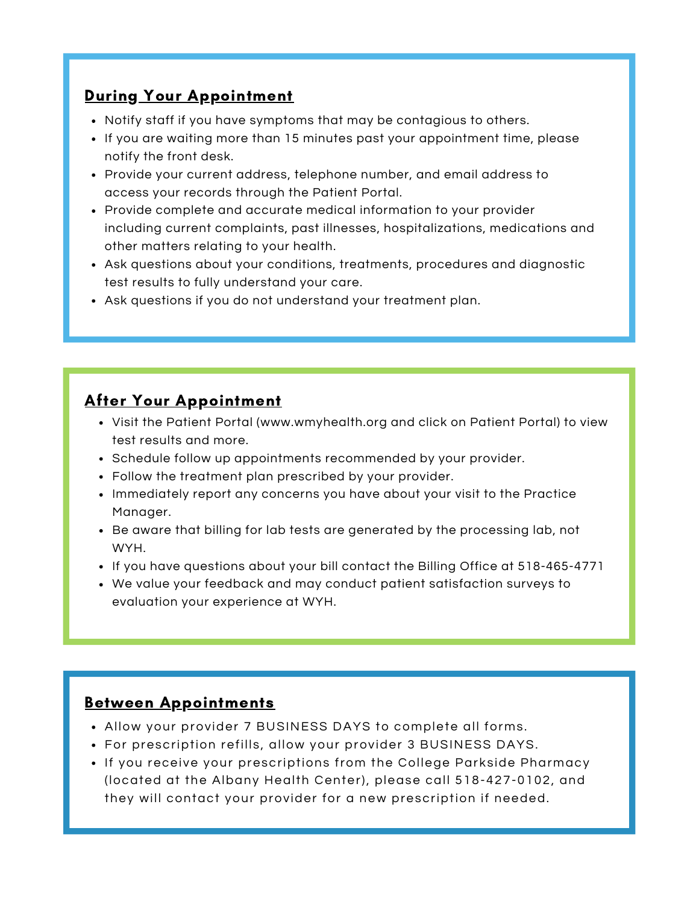## During Your Appointment

- Notify staff if you have symptoms that may be contagious to others.
- If you are waiting more than 15 minutes past your appointment time, please notify the front desk.
- Provide your current address, telephone number, and email address to access your records through the Patient Portal.
- Provide complete and accurate medical information to your provider including current complaints, past illnesses, hospitalizations, medications and other matters relating to your health.
- Ask questions about your conditions, treatments, procedures and diagnostic test results to fully understand your care.
- Ask questions if you do not understand your treatment plan.

## After Your Appointment

- Visit the Patient Portal (www.wmyhealth.org and click on Patient Portal) to view test results and more.
- Schedule follow up appointments recommended by your provider.
- Follow the treatment plan prescribed by your provider.
- Immediately report any concerns you have about your visit to the Practice Manager.
- Be aware that billing for lab tests are generated by the processing lab, not WYH.
- If you have questions about your bill contact the Billing Office at 518-465-4771
- We value your feedback and may conduct patient satisfaction surveys to evaluation your experience at WYH.

## Between Appointments

- Allow your provider 7 BUSINESS DAYS to complete all forms.
- For prescription refills, allow your provider 3 BUSINESS DAYS.
- If you receive your prescriptions from the College Parkside Pharmacy (located at the Albany Health Center), please call 518-427-0102, and they will contact your provider for a new prescription if needed.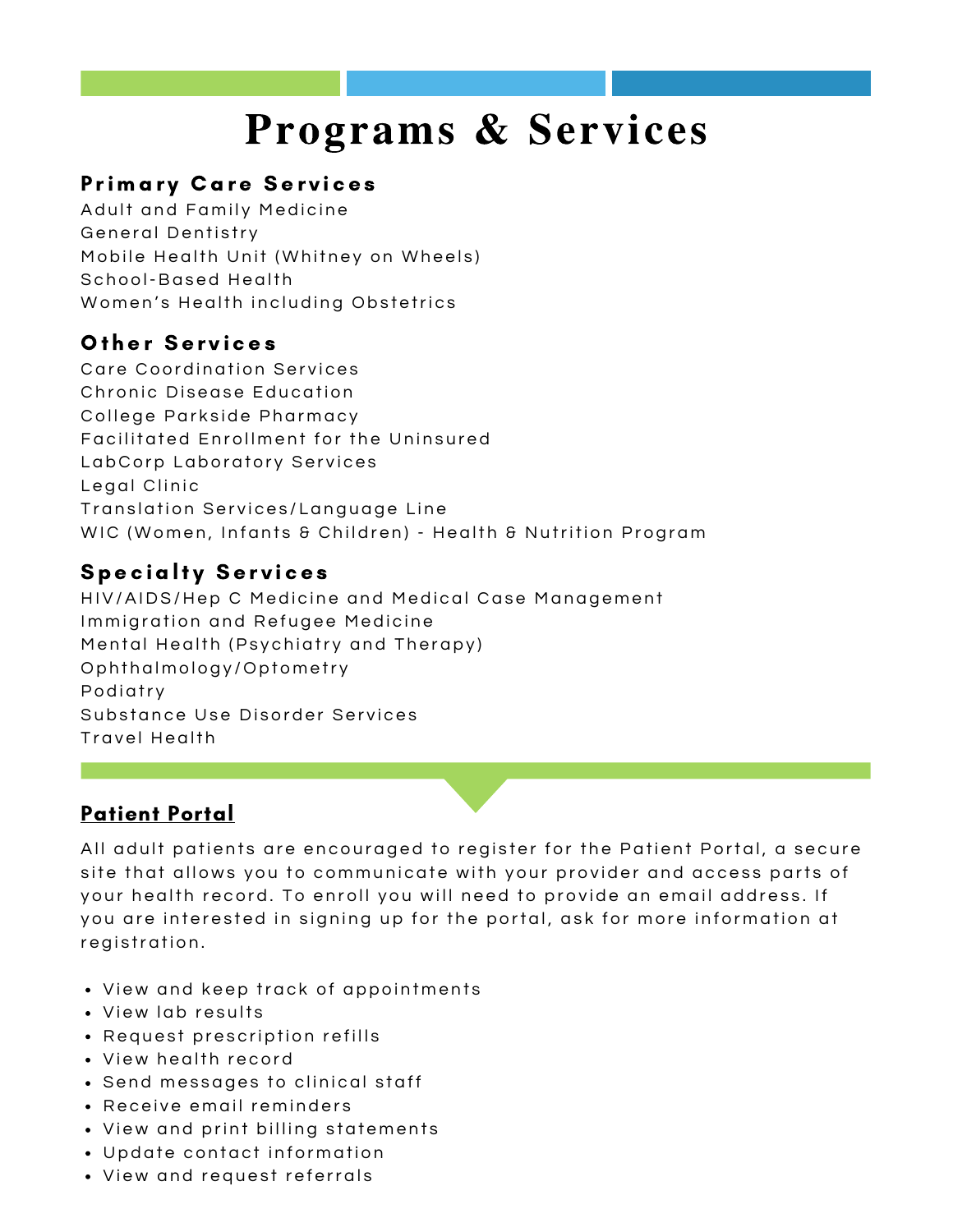# Programs & Services

## Primary Care Services

Adult and Family Medicine
General Dentistry
Mobile Health Unit (Whitney on Wheels)
School-Based Health
Women's Health including Obstetrics

## Other Services

Care Coordination Services
Chronic Disease Education
College Parkside Pharmacy
Facilitated Enrollment for the Uninsured
LabCorp Laboratory Services
Legal Clinic
Translation Services/Language Line
WIC (Women, Infants & Children) - Health & Nutrition Program

## Specialty Services

HIV/AIDS/Hep C Medicine and Medical Case Management
Immigration and Refugee Medicine
Mental Health (Psychiatry and Therapy)
Ophthalmology/Optometry
Podiatry
Substance Use Disorder Services
Travel Health

## Patient Portal

All adult patients are encouraged to register for the Patient Portal, a secure site that allows you to communicate with your provider and access parts of your health record. To enroll you will need to provide an email address. If you are interested in signing up for the portal, ask for more information at registration.

- View and keep track of appointments
- View lab results
- Request prescription refills
- View health record
- Send messages to clinical staff
- Receive email reminders
- View and print billing statements
- Update contact information
- View and request referrals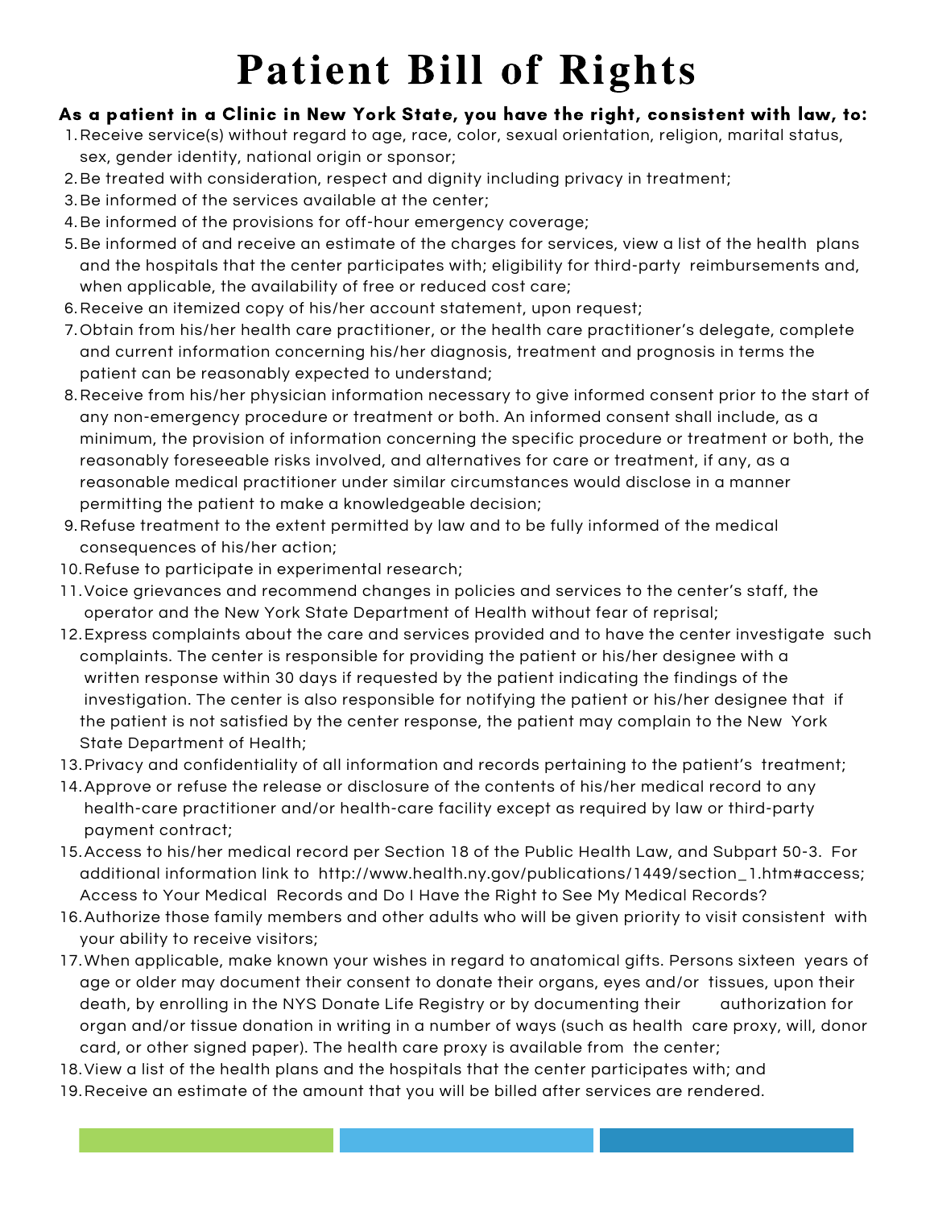# Patient Bill of Rights

**As a patient in a Clinic in New York State, you have the right, consistent with law, to:**

1. Receive service(s) without regard to age, race, color, sexual orientation, religion, marital status, sex, gender identity, national origin or sponsor;
2. Be treated with consideration, respect and dignity including privacy in treatment;
3. Be informed of the services available at the center;
4. Be informed of the provisions for off-hour emergency coverage;
5. Be informed of and receive an estimate of the charges for services, view a list of the health plans and the hospitals that the center participates with; eligibility for third-party reimbursements and, when applicable, the availability of free or reduced cost care;
6. Receive an itemized copy of his/her account statement, upon request;
7. Obtain from his/her health care practitioner, or the health care practitioner's delegate, complete and current information concerning his/her diagnosis, treatment and prognosis in terms the patient can be reasonably expected to understand;
8. Receive from his/her physician information necessary to give informed consent prior to the start of any non-emergency procedure or treatment or both. An informed consent shall include, as a minimum, the provision of information concerning the specific procedure or treatment or both, the reasonably foreseeable risks involved, and alternatives for care or treatment, if any, as a reasonable medical practitioner under similar circumstances would disclose in a manner permitting the patient to make a knowledgeable decision;
9. Refuse treatment to the extent permitted by law and to be fully informed of the medical consequences of his/her action;
10. Refuse to participate in experimental research;
11. Voice grievances and recommend changes in policies and services to the center's staff, the operator and the New York State Department of Health without fear of reprisal;
12. Express complaints about the care and services provided and to have the center investigate such complaints. The center is responsible for providing the patient or his/her designee with a written response within 30 days if requested by the patient indicating the findings of the investigation. The center is also responsible for notifying the patient or his/her designee that if the patient is not satisfied by the center response, the patient may complain to the New York State Department of Health;
13. Privacy and confidentiality of all information and records pertaining to the patient's treatment;
14. Approve or refuse the release or disclosure of the contents of his/her medical record to any health-care practitioner and/or health-care facility except as required by law or third-party payment contract;
15. Access to his/her medical record per Section 18 of the Public Health Law, and Subpart 50-3. For additional information link to http://www.health.ny.gov/publications/1449/section_1.htm#access; Access to Your Medical Records and Do I Have the Right to See My Medical Records?
16. Authorize those family members and other adults who will be given priority to visit consistent with your ability to receive visitors;
17. When applicable, make known your wishes in regard to anatomical gifts. Persons sixteen years of age or older may document their consent to donate their organs, eyes and/or tissues, upon their death, by enrolling in the NYS Donate Life Registry or by documenting their authorization for organ and/or tissue donation in writing in a number of ways (such as health care proxy, will, donor card, or other signed paper). The health care proxy is available from the center;
18. View a list of the health plans and the hospitals that the center participates with; and
19. Receive an estimate of the amount that you will be billed after services are rendered.